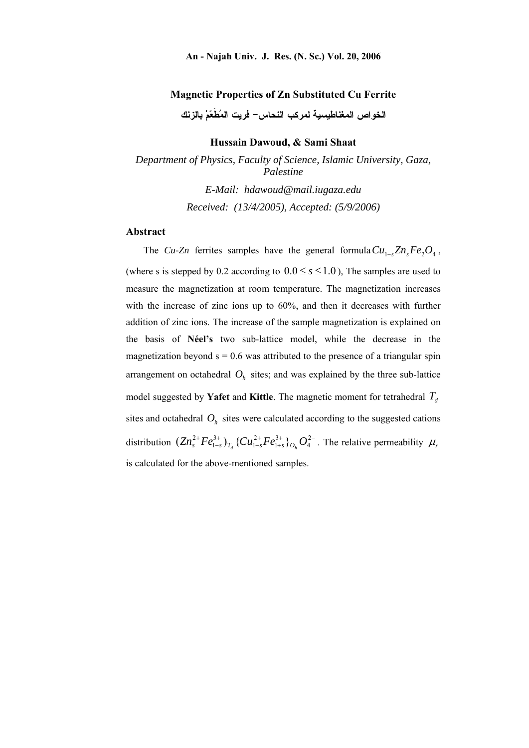# Magnetic Properties of Zn Substituted Cu Ferrite

## الخواص المغناطيسية لمركب النحاس– فريت المُطَعَّمْ بالزنك

**Hussain Dawoud, & Sami Shaat**

*Department of Physics, Faculty of Science, Islamic University, Gaza, Palestine*

*E-Mail: hdawoud@mail.iugaza.edu*

*Received: (13/4/2005), Accepted: (5/9/2006)*

### Abstract

The *Cu-Zn* ferrites samples have the general formula $Cu_{1-s}Zn_sFe_2O_4$, (where s is stepped by 0.2 according to $0.0 \le s \le 1.0$), The samples are used to measure the magnetization at room temperature. The magnetization increases with the increase of zinc ions up to 60%, and then it decreases with further addition of zinc ions. The increase of the sample magnetization is explained on the basis of **Néel's** two sub-lattice model, while the decrease in the magnetization beyond s = 0.6 was attributed to the presence of a triangular spin arrangement on octahedral $O_h$ sites; and was explained by the three sub-lattice model suggested by **Yafet** and **Kittle**. The magnetic moment for tetrahedral $T_d$ sites and octahedral $O_h$ sites were calculated according to the suggested cations distribution $(Zn_s^{2+}Fe_{1-s}^{3+})_{T_d}\{Cu_{1-s}^{2+}Fe_{1+s}^{3+}\}_{O_h}O_4^{2-}$. The relative permeability $\mu_r$ is calculated for the above-mentioned samples.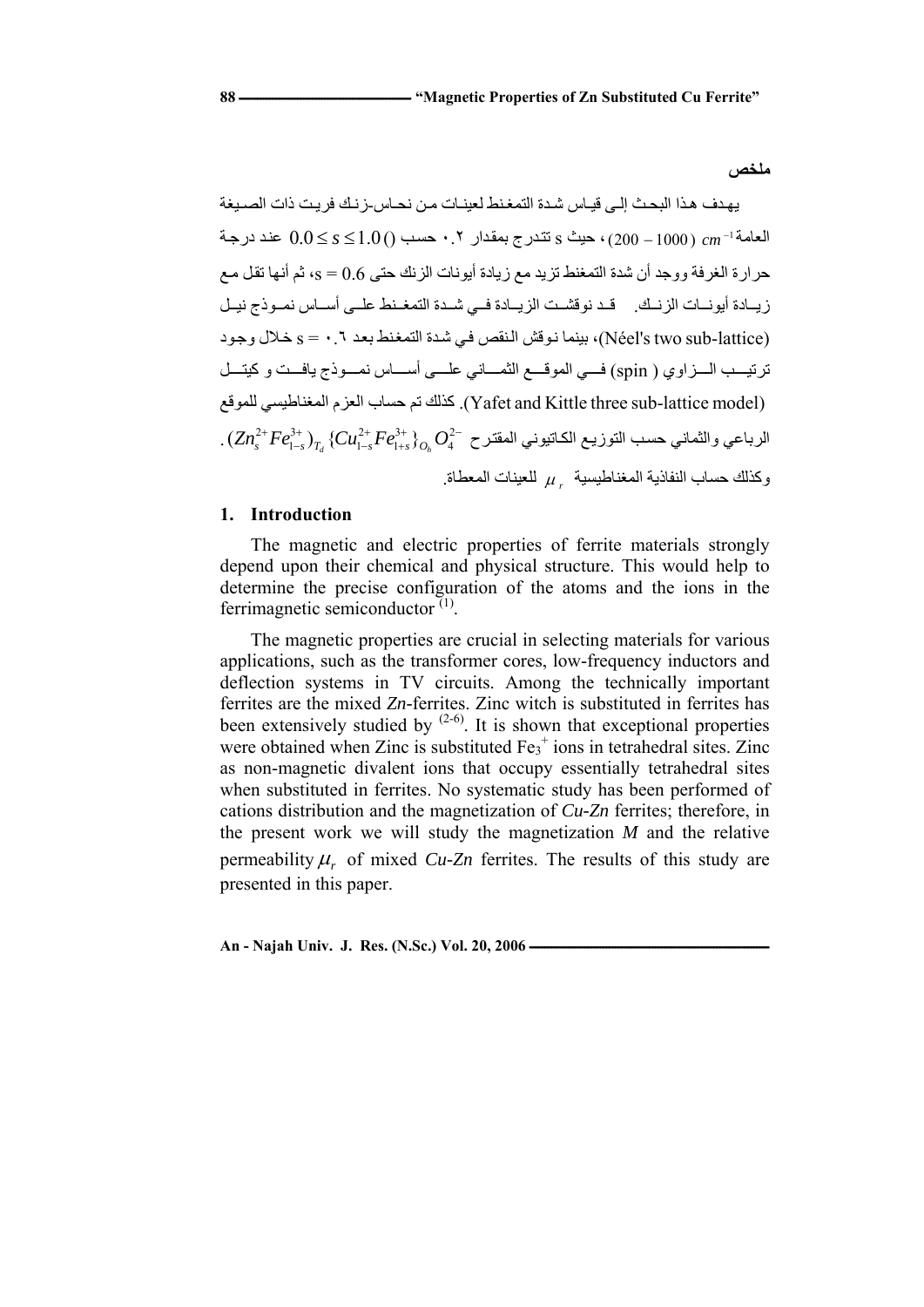**ملخص**

يهدف هذا البحث إلى قياس شدة التمغنط لعينات من نحاس-زنك فريت ذات الصيغة العامة $cm^{-1}$ (200 – 1000)، حيث s تتدرج بمقدار ٠.٢ حسب () $0.0 \le s \le 1.0$ عند درجة حرارة الغرفة ووجد أن شدة التمغنط تزيد مع زيادة أيونات الزنك حتى s = 0.6، ثم أنها تقل مع زيادة أيونات الزنك. قد نوقشت الزيادة في شدة التمغنط على أساس نموذج نيل (Néel's two sub-lattice)، بينما نوقش النقص في شدة التمغنط بعد s = ٠.٦ خلال وجود ترتيب الزاوي ( spin) في الموقع الثماني على أساس نموذج يافت و كيتل (Yafet and Kittle three sub-lattice model). كذلك تم حساب العزم المغناطيسي للموقع الرباعي والثماني حسب التوزيع الكاتيوني المقترح $(Zn_s^{2+}Fe_{1-s}^{3+})_{T_d}\{Cu_{1-s}^{2+}Fe_{1+s}^{3+}\}_{O_h}O_4^{2-}$. وكذلك حساب النفاذية المغناطيسية $\mu_r$ للعينات المعطاة.

## 1. Introduction

The magnetic and electric properties of ferrite materials strongly depend upon their chemical and physical structure. This would help to determine the precise configuration of the atoms and the ions in the ferrimagnetic semiconductor [(1)].

The magnetic properties are crucial in selecting materials for various applications, such as the transformer cores, low-frequency inductors and deflection systems in TV circuits. Among the technically important ferrites are the mixed *Zn*-ferrites. Zinc witch is substituted in ferrites has been extensively studied by [(2-6)]. It is shown that exceptional properties were obtained when Zinc is substituted $Fe_3^+$ ions in tetrahedral sites. Zinc as non-magnetic divalent ions that occupy essentially tetrahedral sites when substituted in ferrites. No systematic study has been performed of cations distribution and the magnetization of *Cu-Zn* ferrites; therefore, in the present work we will study the magnetization *M* and the relative permeability $\mu_r$ of mixed *Cu-Zn* ferrites. The results of this study are presented in this paper.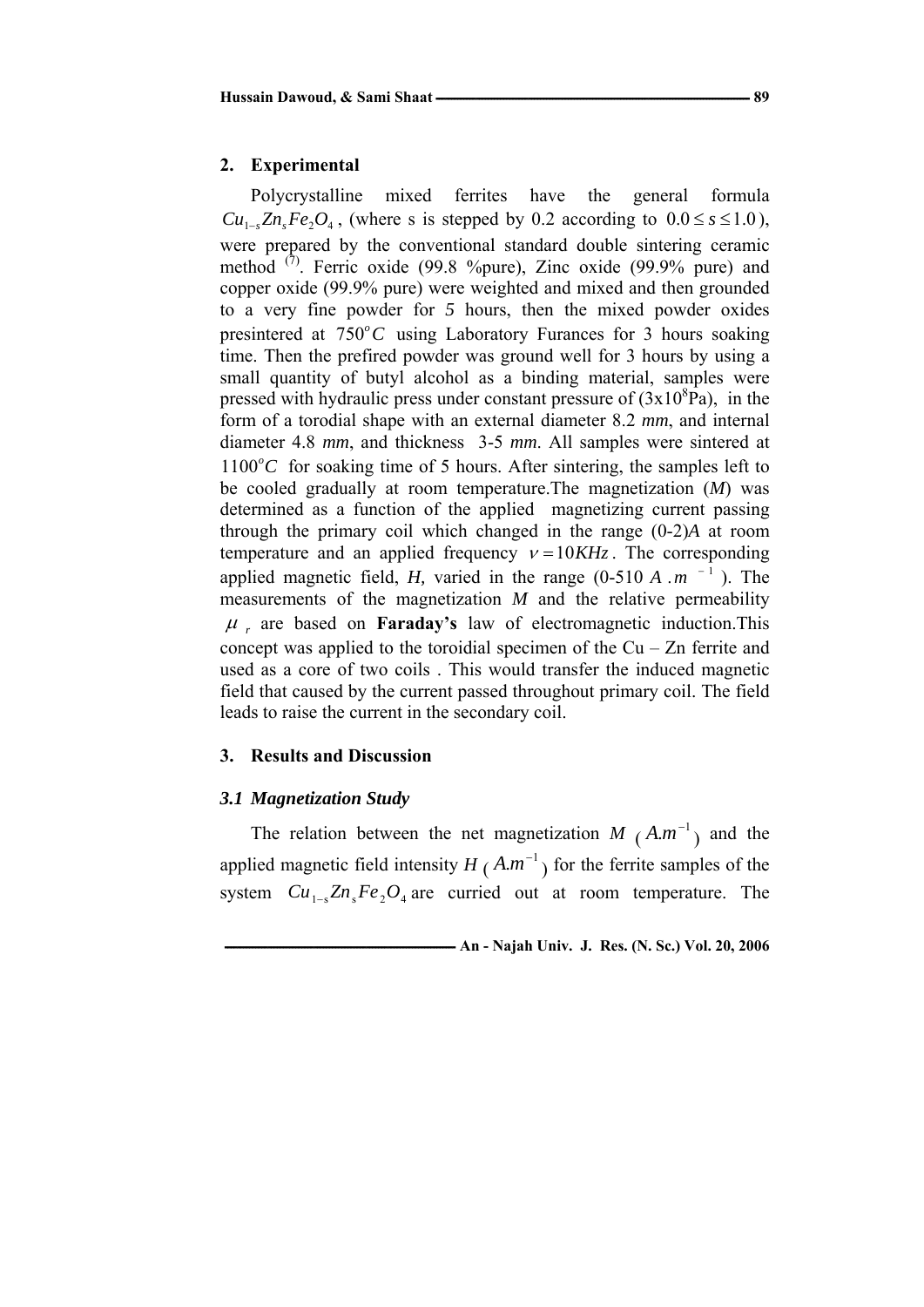## 2. Experimental

Polycrystalline mixed ferrites have the general formula $Cu_{1-s}Zn_sFe_2O_4$, (where s is stepped by 0.2 according to $0.0 \leq s \leq 1.0$), were prepared by the conventional standard double sintering ceramic method [7]. Ferric oxide (99.8 %pure), Zinc oxide (99.9% pure) and copper oxide (99.9% pure) were weighted and mixed and then grounded to a very fine powder for *5* hours, then the mixed powder oxides presintered at $750^oC$ using Laboratory Furances for 3 hours soaking time. Then the prefired powder was ground well for 3 hours by using a small quantity of butyl alcohol as a binding material, samples were pressed with hydraulic press under constant pressure of ($3x10^8$Pa), in the form of a torodial shape with an external diameter 8.2 *mm*, and internal diameter 4.8 *mm*, and thickness 3-5 *mm*. All samples were sintered at $1100^oC$ for soaking time of 5 hours. After sintering, the samples left to be cooled gradually at room temperature.The magnetization (*M*) was determined as a function of the applied magnetizing current passing through the primary coil which changed in the range (0-2)*A* at room temperature and an applied frequency $\nu = 10KHz$. The corresponding applied magnetic field, *H,* varied in the range (0-510 $A.m^{-1}$). The measurements of the magnetization *M* and the relative permeability $\mu_r$ are based on **Faraday's** law of electromagnetic induction.This concept was applied to the toroidial specimen of the Cu – Zn ferrite and used as a core of two coils . This would transfer the induced magnetic field that caused by the current passed throughout primary coil. The field leads to raise the current in the secondary coil.

## 3. Results and Discussion

### *3.1 Magnetization Study*

The relation between the net magnetization *M* ($A.m^{-1}$) and the applied magnetic field intensity *H* ($A.m^{-1}$) for the ferrite samples of the system $Cu_{1-s}Zn_sFe_2O_4$ are curried out at room temperature. The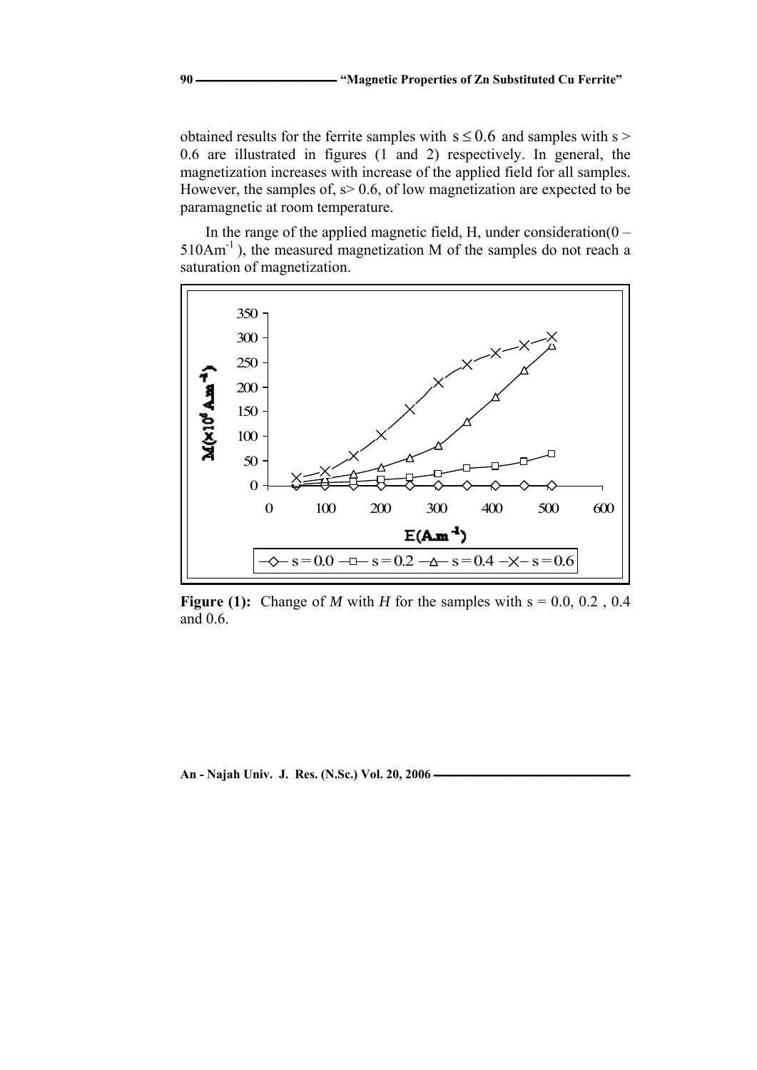obtained results for the ferrite samples with $s \leq 0.6$ and samples with s > 0.6 are illustrated in figures (1 and 2) respectively. In general, the magnetization increases with increase of the applied field for all samples. However, the samples of, s> 0.6, of low magnetization are expected to be paramagnetic at room temperature.

In the range of the applied magnetic field, H, under consideration($0 - 510 Am^{-1}$), the measured magnetization M of the samples do not reach a saturation of magnetization.

**Figure (1):** Change of *M* with *H* for the samples with s = 0.0, 0.2 , 0.4 and 0.6.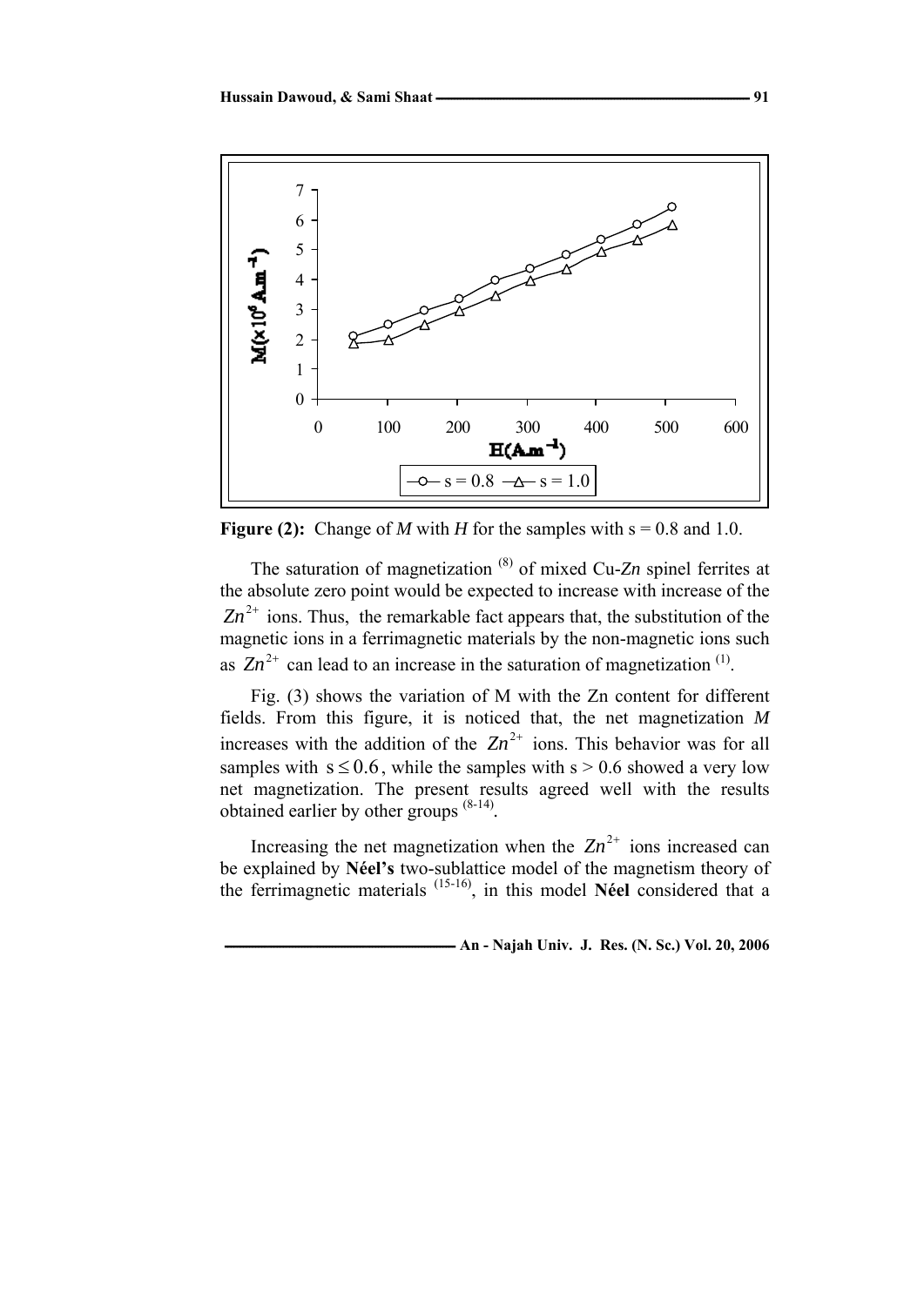**Figure (2):** Change of *M* with *H* for the samples with s = 0.8 and 1.0.

The saturation of magnetization [8] of mixed Cu-*Zn* spinel ferrites at the absolute zero point would be expected to increase with increase of the $Zn^{2+}$ ions. Thus, the remarkable fact appears that, the substitution of the magnetic ions in a ferrimagnetic materials by the non-magnetic ions such as $Zn^{2+}$ can lead to an increase in the saturation of magnetization [1].

Fig. (3) shows the variation of M with the Zn content for different fields. From this figure, it is noticed that, the net magnetization *M* increases with the addition of the $Zn^{2+}$ ions. This behavior was for all samples with $s \leq 0.6$, while the samples with s > 0.6 showed a very low net magnetization. The present results agreed well with the results obtained earlier by other groups [8-14].

Increasing the net magnetization when the $Zn^{2+}$ ions increased can be explained by **Néel's** two-sublattice model of the magnetism theory of the ferrimagnetic materials [15-16], in this model **Néel** considered that a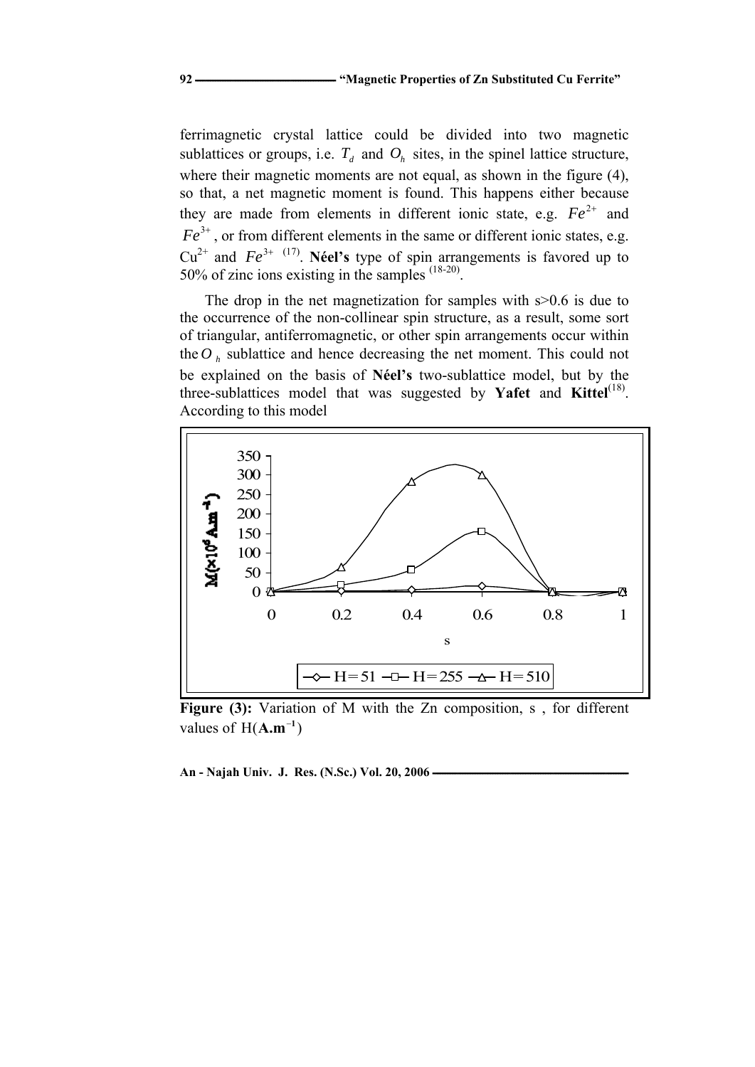ferrimagnetic crystal lattice could be divided into two magnetic sublattices or groups, i.e. $T_d$ and $O_h$ sites, in the spinel lattice structure, where their magnetic moments are not equal, as shown in the figure (4), so that, a net magnetic moment is found. This happens either because they are made from elements in different ionic state, e.g. $Fe^{2+}$ and $Fe^{3+}$, or from different elements in the same or different ionic states, e.g. $Cu^{2+}$ and $Fe^{3+}$ [17]. **Néel's** type of spin arrangements is favored up to 50% of zinc ions existing in the samples [18-20].

The drop in the net magnetization for samples with s>0.6 is due to the occurrence of the non-collinear spin structure, as a result, some sort of triangular, antiferromagnetic, or other spin arrangements occur within the $O_h$ sublattice and hence decreasing the net moment. This could not be explained on the basis of **Néel's** two-sublattice model, but by the three-sublattices model that was suggested by **Yafet** and **Kittel**[18]. According to this model

**Figure (3):** Variation of M with the Zn composition, s , for different values of H($\mathbf{A.m^{-1}}$)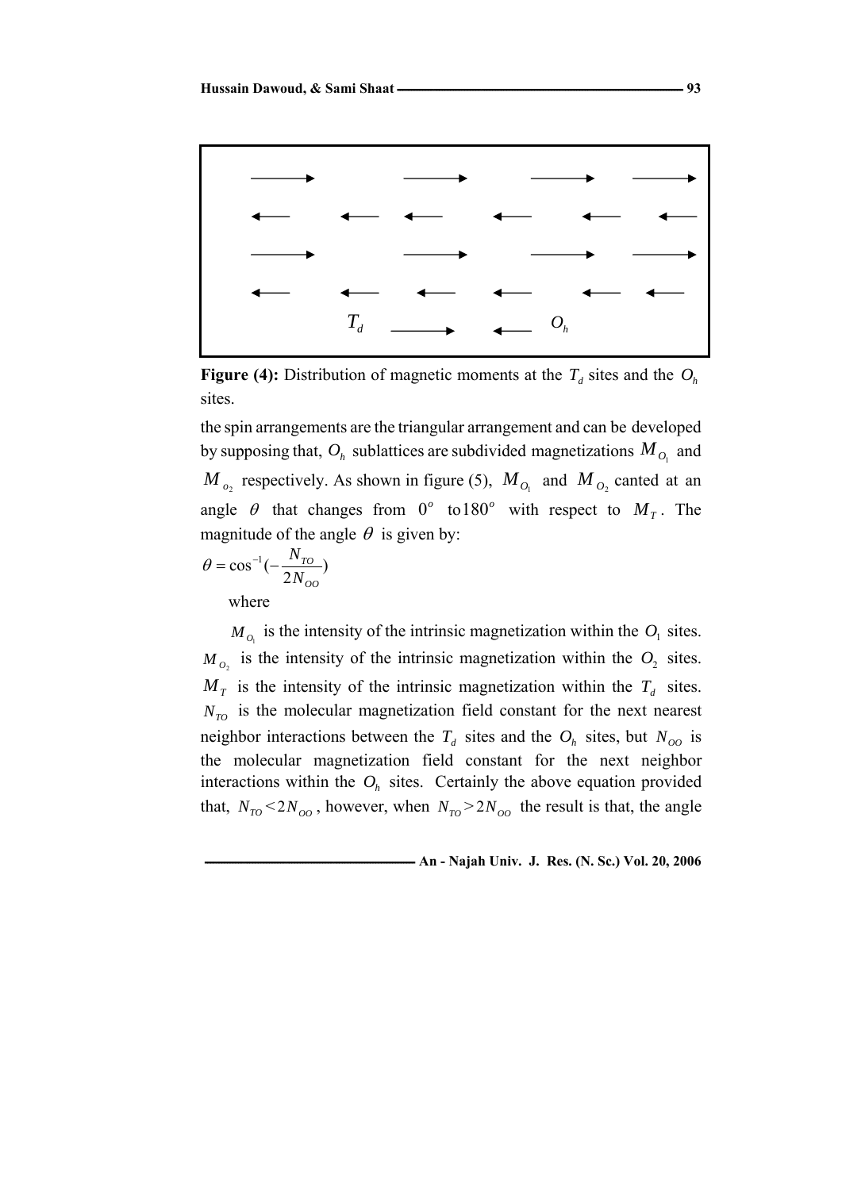**Figure (4):** Distribution of magnetic moments at the $T_d$ sites and the $O_h$ sites.

the spin arrangements are the triangular arrangement and can be developed by supposing that, $O_h$ sublattices are subdivided magnetizations $M_{O_1}$ and $M_{o_2}$ respectively. As shown in figure (5), $M_{O_1}$ and $M_{O_2}$ canted at an angle $\theta$ that changes from $0^o$ to $180^o$ with respect to $M_T$. The magnitude of the angle $\theta$ is given by:

$$\theta = \cos^{-1}(-\frac{N_{TO}}{2N_{OO}})$$

where

$M_{O_1}$ is the intensity of the intrinsic magnetization within the $O_1$ sites. $M_{O_2}$ is the intensity of the intrinsic magnetization within the $O_2$ sites. $M_T$ is the intensity of the intrinsic magnetization within the $T_d$ sites. $N_{TO}$ is the molecular magnetization field constant for the next nearest neighbor interactions between the $T_d$ sites and the $O_h$ sites, but $N_{OO}$ is the molecular magnetization field constant for the next neighbor interactions within the $O_h$ sites. Certainly the above equation provided that, $N_{TO} < 2N_{OO}$, however, when $N_{TO} > 2N_{OO}$ the result is that, the angle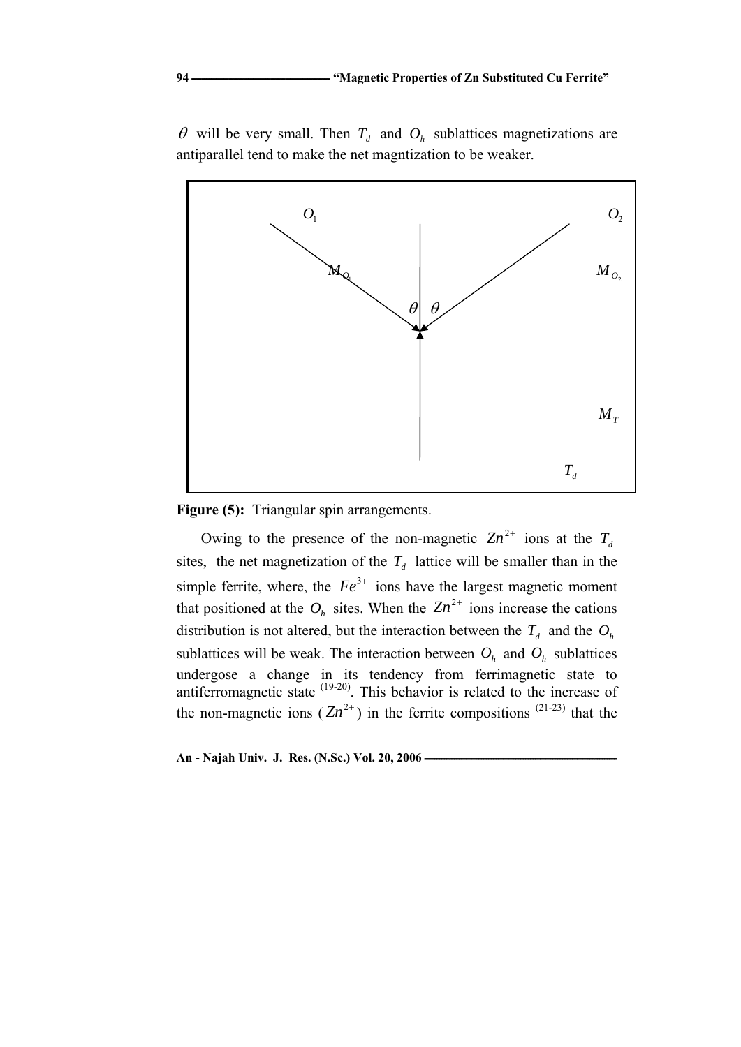$\theta$ will be very small. Then $T_d$ and $O_h$ sublattices magnetizations are antiparallel tend to make the net magntization to be weaker.

$O_1$ $O_2$

$M_{O_1}$ $M_{O_2}$

$\theta$ $\theta$

$M_T$

$T_d$

**Figure (5):** Triangular spin arrangements.

Owing to the presence of the non-magnetic $Zn^{2+}$ ions at the $T_d$ sites, the net magnetization of the $T_d$ lattice will be smaller than in the simple ferrite, where, the $Fe^{3+}$ ions have the largest magnetic moment that positioned at the $O_h$ sites. When the $Zn^{2+}$ ions increase the cations distribution is not altered, but the interaction between the $T_d$ and the $O_h$ sublattices will be weak. The interaction between $O_h$ and $O_h$ sublattices undergose a change in its tendency from ferrimagnetic state to antiferromagnetic state [19-20]. This behavior is related to the increase of the non-magnetic ions ($Zn^{2+}$) in the ferrite compositions [21-23] that the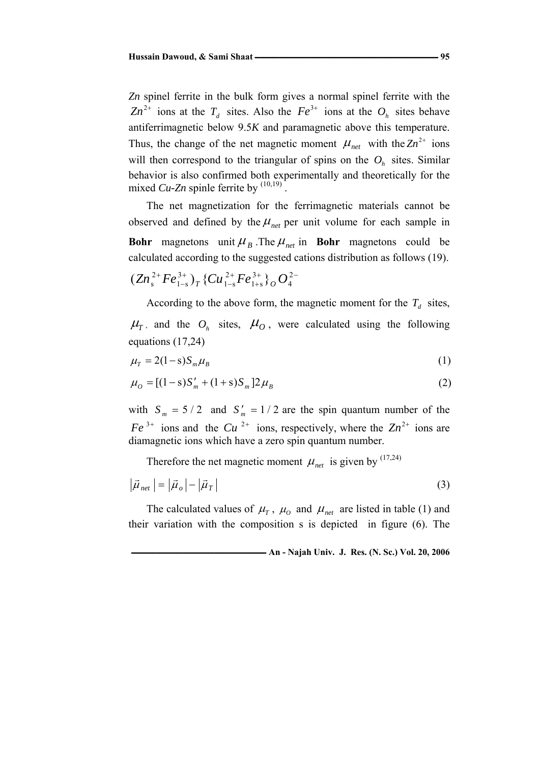*Zn* spinel ferrite in the bulk form gives a normal spinel ferrite with the $Zn^{2+}$ ions at the $T_d$ sites. Also the $Fe^{3+}$ ions at the $O_h$ sites behave antiferrimagnetic below 9.5*K* and paramagnetic above this temperature. Thus, the change of the net magnetic moment $\mu_{net}$ with the $Zn^{2+}$ ions will then correspond to the triangular of spins on the $O_h$ sites. Similar behavior is also confirmed both experimentally and theoretically for the mixed *Cu-Zn* spinle ferrite by [10,19].

The net magnetization for the ferrimagnetic materials cannot be observed and defined by the $\mu_{net}$ per unit volume for each sample in **Bohr** magnetons unit $\mu_B$ .The $\mu_{net}$ in **Bohr** magnetons could be calculated according to the suggested cations distribution as follows (19).

$$(Zn_{s}^{2+}Fe_{1-s}^{3+})_T\{Cu_{1-s}^{2+}Fe_{1+s}^{3+}\}_O O_4^{2-}$$

According to the above form, the magnetic moment for the $T_d$ sites, $\mu_T$, and the $O_h$ sites, $\mu_O$, were calculated using the following equations (17,24)

$$\mu_T = 2(1-s)S_m\mu_B \tag{1}$$

$$\mu_O = [(1-s)S'_m + (1+s)S_m]2\mu_B \tag{2}$$

with $S_m = 5/2$ and $S'_m = 1/2$ are the spin quantum number of the $Fe^{3+}$ ions and the $Cu^{2+}$ ions, respectively, where the $Zn^{2+}$ ions are diamagnetic ions which have a zero spin quantum number.

Therefore the net magnetic moment $\mu_{net}$ is given by [17,24]

$$|\vec{\mu}_{net}| = |\vec{\mu}_o| - |\vec{\mu}_T| \tag{3}$$

The calculated values of $\mu_T$, $\mu_O$ and $\mu_{net}$ are listed in table (1) and their variation with the composition s is depicted in figure (6). The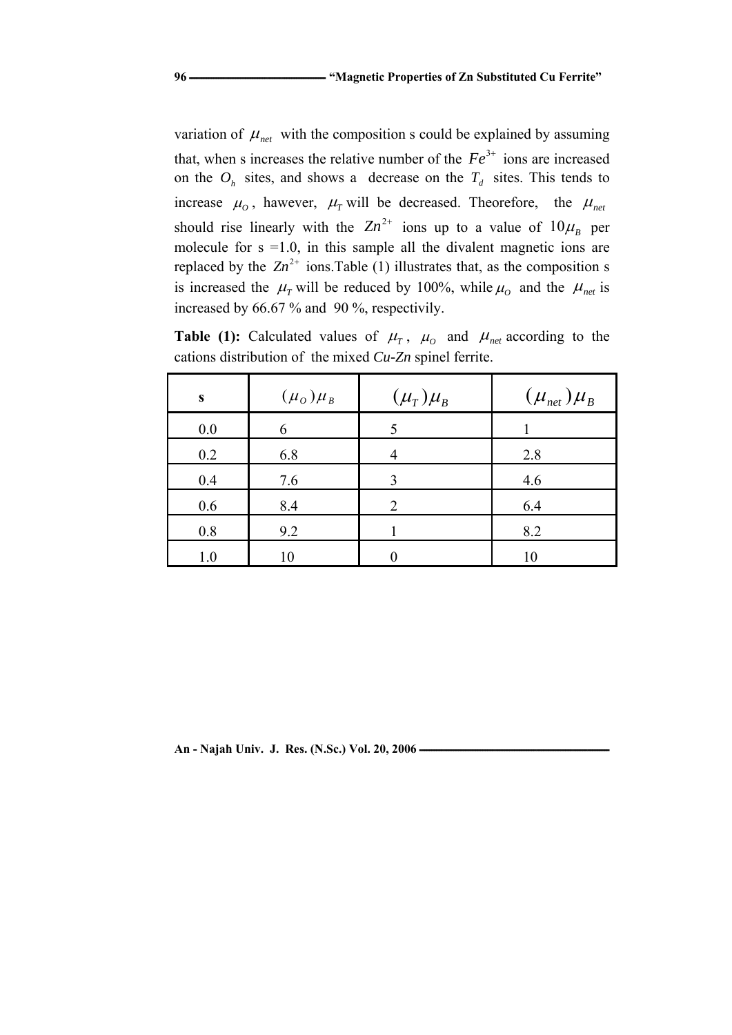variation of $\mu_{net}$ with the composition s could be explained by assuming that, when s increases the relative number of the $Fe^{3+}$ ions are increased on the $O_h$ sites, and shows a decrease on the $T_d$ sites. This tends to increase $\mu_O$, hawever, $\mu_T$ will be decreased. Theorefore, the $\mu_{net}$ should rise linearly with the $Zn^{2+}$ ions up to a value of $10\mu_B$ per molecule for s =1.0, in this sample all the divalent magnetic ions are replaced by the $Zn^{2+}$ ions.Table (1) illustrates that, as the composition s is increased the $\mu_T$ will be reduced by 100%, while $\mu_O$ and the $\mu_{net}$ is increased by 66.67 % and 90 %, respectivily.

**Table (1):** Calculated values of $\mu_T$, $\mu_O$ and $\mu_{net}$ according to the cations distribution of the mixed *Cu-Zn* spinel ferrite.

| s | $(\mu_O)\mu_B$ | $(\mu_T)\mu_B$ | $(\mu_{net})\mu_B$ |
|---|---|---|---|
| 0.0 | 6 | 5 | 1 |
| 0.2 | 6.8 | 4 | 2.8 |
| 0.4 | 7.6 | 3 | 4.6 |
| 0.6 | 8.4 | 2 | 6.4 |
| 0.8 | 9.2 | 1 | 8.2 |
| 1.0 | 10 | 0 | 10 |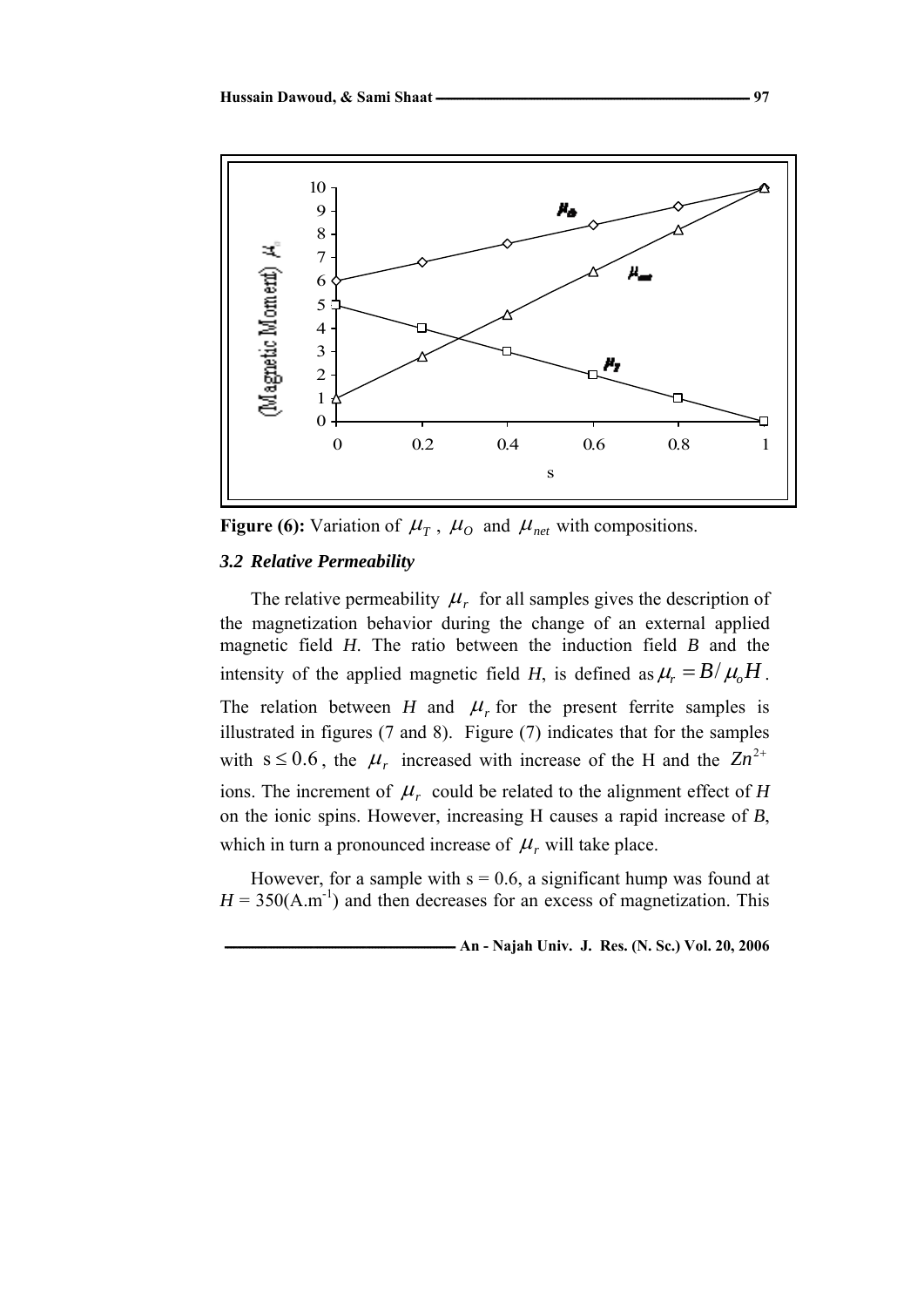Figure (6): Variation of $\mu_T$ , $\mu_O$ and $\mu_{net}$ with compositions.

### 3.2 Relative Permeability

The relative permeability $\mu_r$ for all samples gives the description of the magnetization behavior during the change of an external applied magnetic field *H*. The ratio between the induction field *B* and the intensity of the applied magnetic field *H*, is defined as $\mu_r = B/\mu_o H$. The relation between *H* and $\mu_r$ for the present ferrite samples is illustrated in figures (7 and 8). Figure (7) indicates that for the samples with $s \leq 0.6$, the $\mu_r$ increased with increase of the H and the $Zn^{2+}$ ions. The increment of $\mu_r$ could be related to the alignment effect of *H* on the ionic spins. However, increasing H causes a rapid increase of *B*, which in turn a pronounced increase of $\mu_r$ will take place.

However, for a sample with s = 0.6, a significant hump was found at $H = 350(A.m^{-1})$ and then decreases for an excess of magnetization. This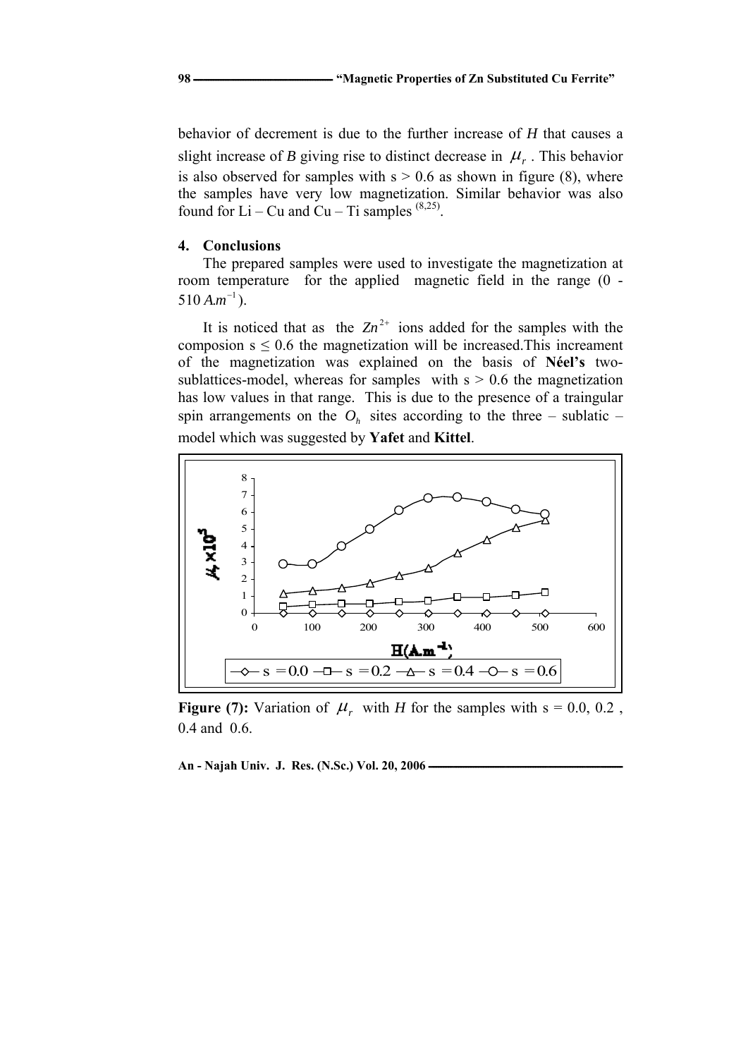behavior of decrement is due to the further increase of $H$ that causes a slight increase of $B$ giving rise to distinct decrease in $\mu_r$ . This behavior is also observed for samples with s > 0.6 as shown in figure (8), where the samples have very low magnetization. Similar behavior was also found for Li – Cu and Cu – Ti samples [(8,25)].

## 4. Conclusions

The prepared samples were used to investigate the magnetization at room temperature for the applied magnetic field in the range (0 - 510 $A.m^{-1}$).

It is noticed that as the $Zn^{2+}$ ions added for the samples with the composion s ≤ 0.6 the magnetization will be increased.This increament of the magnetization was explained on the basis of **Néel's** two-sublattices-model, whereas for samples with s > 0.6 the magnetization has low values in that range. This is due to the presence of a traingular spin arrangements on the $O_h$ sites according to the three – sublatic – model which was suggested by **Yafet** and **Kittel**.

**Figure (7):** Variation of $\mu_r$ with $H$ for the samples with s = 0.0, 0.2 , 0.4 and 0.6.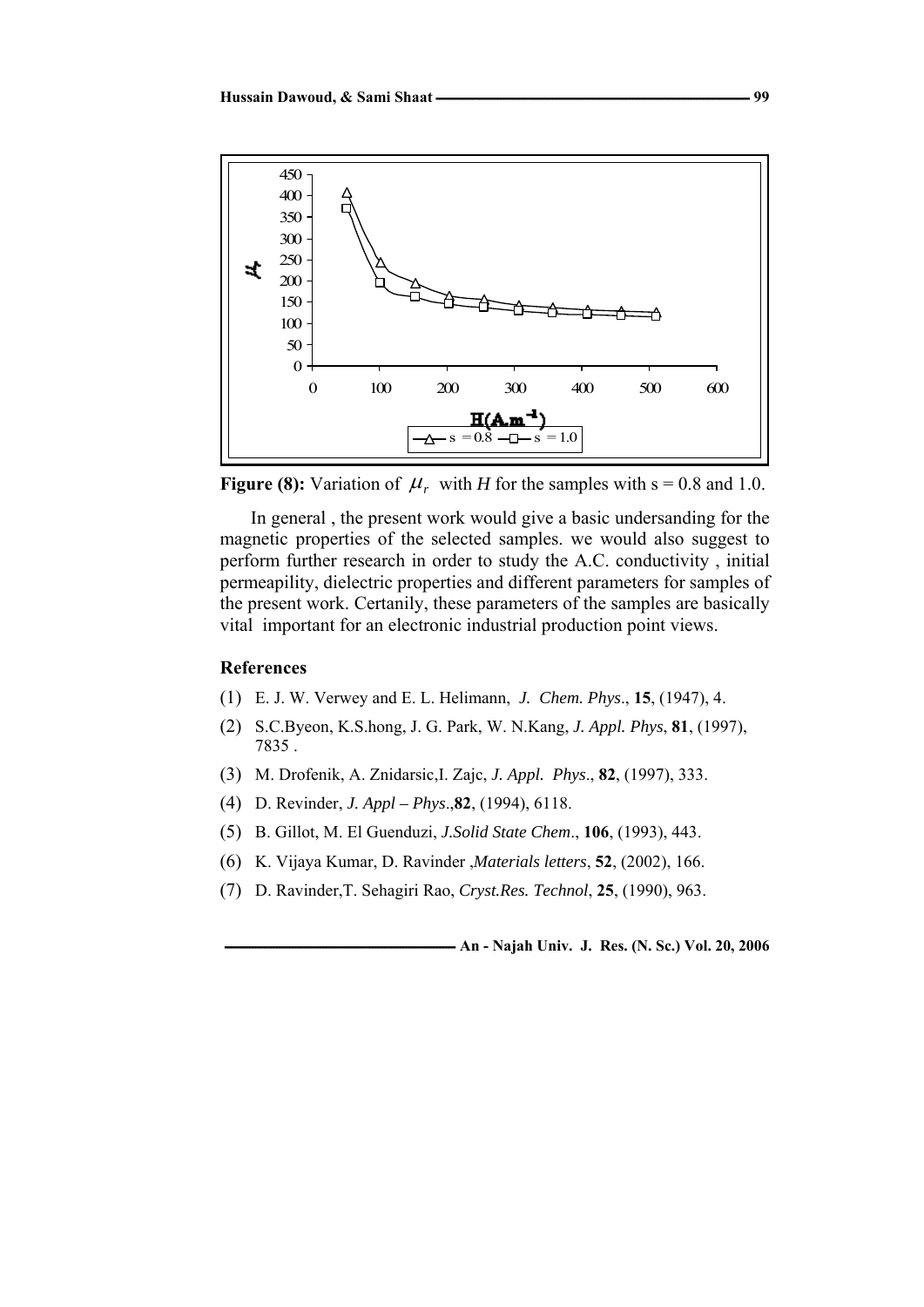**Figure (8):** Variation of $\mu_r$ with *H* for the samples with s = 0.8 and 1.0.

In general , the present work would give a basic undersanding for the magnetic properties of the selected samples. we would also suggest to perform further research in order to study the A.C. conductivity , initial permeapility, dielectric properties and different parameters for samples of the present work. Certanily, these parameters of the samples are basically vital important for an electronic industrial production point views.

### References

(1) E. J. W. Verwey and E. L. Helimann, *J. Chem. Phys*., **15**, (1947), 4.

(2) S.C.Byeon, K.S.hong, J. G. Park, W. N.Kang, *J. Appl. Phys*, **81**, (1997), 7835 .

(3) M. Drofenik, A. Znidarsic,I. Zajc, *J. Appl. Phys*., **82**, (1997), 333.

(4) D. Revinder, *J. Appl – Phys*.,**82**, (1994), 6118.

(5) B. Gillot, M. El Guenduzi, *J.Solid State Chem*., **106**, (1993), 443.

(6) K. Vijaya Kumar, D. Ravinder ,*Materials letters*, **52**, (2002), 166.

(7) D. Ravinder,T. Sehagiri Rao, *Cryst.Res. Technol*, **25**, (1990), 963.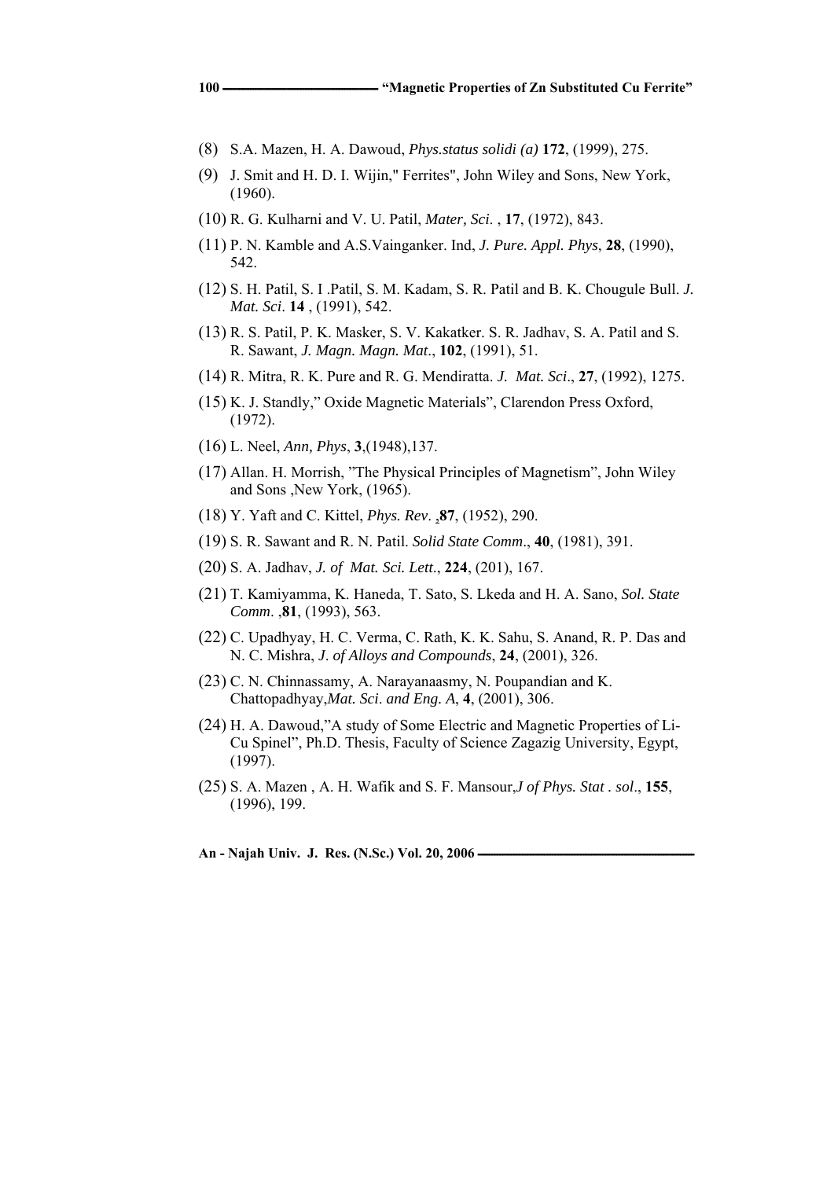(8) S.A. Mazen, H. A. Dawoud, *Phys.status solidi (a)* **172**, (1999), 275.

(9) J. Smit and H. D. I. Wijin," Ferrites", John Wiley and Sons, New York, (1960).

(10) R. G. Kulharni and V. U. Patil, *Mater, Sci.* , **17**, (1972), 843.

(11) P. N. Kamble and A.S.Vainganker. Ind, *J. Pure. Appl. Phys*, **28**, (1990), 542.

(12) S. H. Patil, S. I .Patil, S. M. Kadam, S. R. Patil and B. K. Chougule Bull. *J. Mat. Sci*. **14** , (1991), 542.

(13) R. S. Patil, P. K. Masker, S. V. Kakatker. S. R. Jadhav, S. A. Patil and S. R. Sawant, *J. Magn. Magn. Mat*., **102**, (1991), 51.

(14) R. Mitra, R. K. Pure and R. G. Mendiratta. *J. Mat. Sci*., **27**, (1992), 1275.

(15) K. J. Standly," Oxide Magnetic Materials", Clarendon Press Oxford, (1972).

(16) L. Neel, *Ann, Phys*, **3**,(1948),137.

(17) Allan. H. Morrish, "The Physical Principles of Magnetism", John Wiley and Sons ,New York, (1965).

(18) Y. Yaft and C. Kittel, *Phys. Rev*. ,**87**, (1952), 290.

(19) S. R. Sawant and R. N. Patil. *Solid State Comm*., **40**, (1981), 391.

(20) S. A. Jadhav, *J. of Mat. Sci. Lett*., **224**, (201), 167.

(21) T. Kamiyamma, K. Haneda, T. Sato, S. Lkeda and H. A. Sano, *Sol. State Comm*. ,**81**, (1993), 563.

(22) C. Upadhyay, H. C. Verma, C. Rath, K. K. Sahu, S. Anand, R. P. Das and N. C. Mishra, *J. of Alloys and Compounds*, **24**, (2001), 326.

(23) C. N. Chinnassamy, A. Narayanaasmy, N. Poupandian and K. Chattopadhyay,*Mat. Sci. and Eng. A*, **4**, (2001), 306.

(24) H. A. Dawoud,"A study of Some Electric and Magnetic Properties of Li-Cu Spinel", Ph.D. Thesis, Faculty of Science Zagazig University, Egypt, (1997).

(25) S. A. Mazen , A. H. Wafik and S. F. Mansour,*J of Phys. Stat . sol*., **155**, (1996), 199.